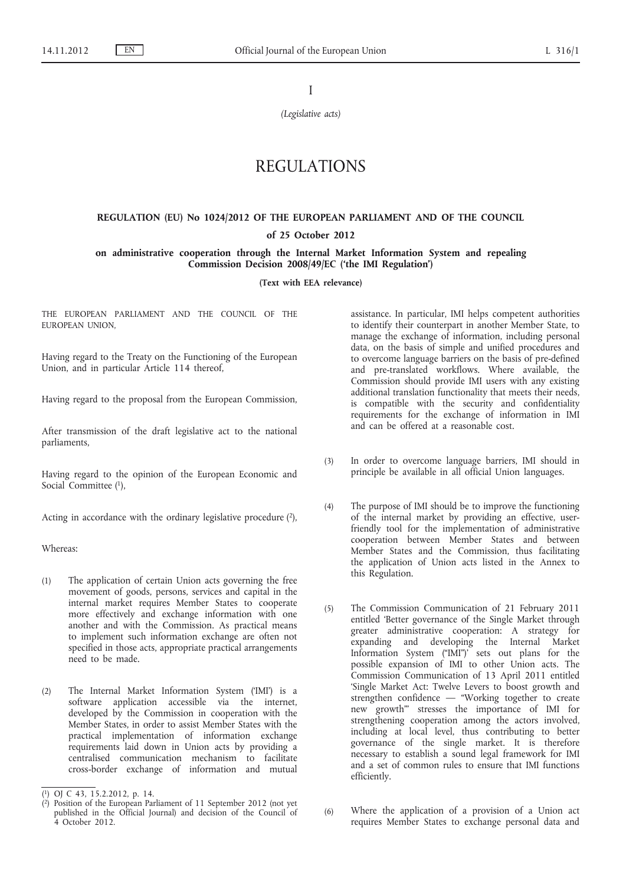I

*(Legislative acts)*

# REGULATIONS

## REGULATION (EU) No 1024/2012 OF THE EUROPEAN PARLIAMENT AND OF THE COUNCIL

### of 25 October 2012

### on administrative cooperation through the Internal Market Information System and repealing Commission Decision 2008/49/EC ('the IMI Regulation')

**(Text with EEA relevance)**

THE EUROPEAN PARLIAMENT AND THE COUNCIL OF THE EUROPEAN UNION,

Having regard to the Treaty on the Functioning of the European Union, and in particular Article 114 thereof,

Having regard to the proposal from the European Commission,

After transmission of the draft legislative act to the national parliaments,

Having regard to the opinion of the European Economic and Social Committee [1],

Acting in accordance with the ordinary legislative procedure [2],

Whereas:

(1) The application of certain Union acts governing the free movement of goods, persons, services and capital in the internal market requires Member States to cooperate more effectively and exchange information with one another and with the Commission. As practical means to implement such information exchange are often not specified in those acts, appropriate practical arrangements need to be made.

(2) The Internal Market Information System ('IMI') is a software application accessible via the internet, developed by the Commission in cooperation with the Member States, in order to assist Member States with the practical implementation of information exchange requirements laid down in Union acts by providing a centralised communication mechanism to facilitate cross-border exchange of information and mutual assistance. In particular, IMI helps competent authorities to identify their counterpart in another Member State, to manage the exchange of information, including personal data, on the basis of simple and unified procedures and to overcome language barriers on the basis of pre-defined and pre-translated workflows. Where available, the Commission should provide IMI users with any existing additional translation functionality that meets their needs, is compatible with the security and confidentiality requirements for the exchange of information in IMI and can be offered at a reasonable cost.

(3) In order to overcome language barriers, IMI should in principle be available in all official Union languages.

(4) The purpose of IMI should be to improve the functioning of the internal market by providing an effective, user-friendly tool for the implementation of administrative cooperation between Member States and between Member States and the Commission, thus facilitating the application of Union acts listed in the Annex to this Regulation.

(5) The Commission Communication of 21 February 2011 entitled 'Better governance of the Single Market through greater administrative cooperation: A strategy for expanding and developing the Internal Market Information System ("IMI")' sets out plans for the possible expansion of IMI to other Union acts. The Commission Communication of 13 April 2011 entitled 'Single Market Act: Twelve Levers to boost growth and strengthen confidence — "Working together to create new growth"' stresses the importance of IMI for strengthening cooperation among the actors involved, including at local level, thus contributing to better governance of the single market. It is therefore necessary to establish a sound legal framework for IMI and a set of common rules to ensure that IMI functions efficiently.

(6) Where the application of a provision of a Union act requires Member States to exchange personal data and

[1] OJ C 43, 15.2.2012, p. 14.

[2] Position of the European Parliament of 11 September 2012 (not yet published in the Official Journal) and decision of the Council of 4 October 2012.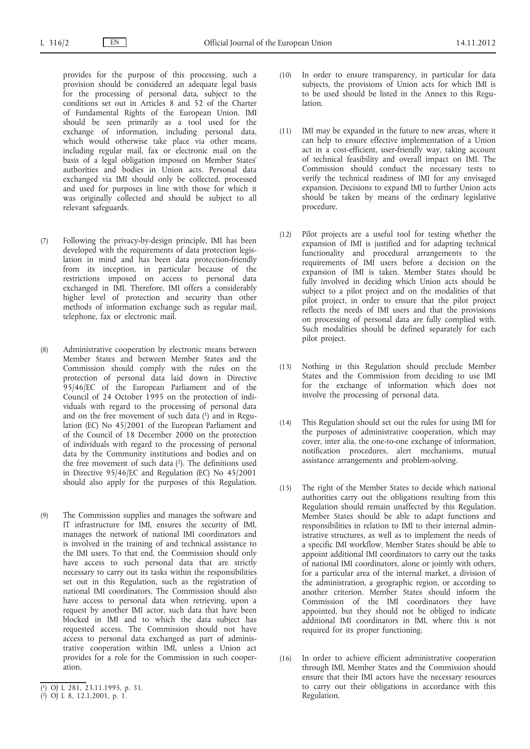provides for the purpose of this processing, such a provision should be considered an adequate legal basis for the processing of personal data, subject to the conditions set out in Articles 8 and 52 of the Charter of Fundamental Rights of the European Union. IMI should be seen primarily as a tool used for the exchange of information, including personal data, which would otherwise take place via other means, including regular mail, fax or electronic mail on the basis of a legal obligation imposed on Member States' authorities and bodies in Union acts. Personal data exchanged via IMI should only be collected, processed and used for purposes in line with those for which it was originally collected and should be subject to all relevant safeguards.

(7) Following the privacy-by-design principle, IMI has been developed with the requirements of data protection legislation in mind and has been data protection-friendly from its inception, in particular because of the restrictions imposed on access to personal data exchanged in IMI. Therefore, IMI offers a considerably higher level of protection and security than other methods of information exchange such as regular mail, telephone, fax or electronic mail.

(8) Administrative cooperation by electronic means between Member States and between Member States and the Commission should comply with the rules on the protection of personal data laid down in Directive 95/46/EC of the European Parliament and of the Council of 24 October 1995 on the protection of individuals with regard to the processing of personal data and on the free movement of such data [1] and in Regulation (EC) No 45/2001 of the European Parliament and of the Council of 18 December 2000 on the protection of individuals with regard to the processing of personal data by the Community institutions and bodies and on the free movement of such data [2]. The definitions used in Directive 95/46/EC and Regulation (EC) No 45/2001 should also apply for the purposes of this Regulation.

(9) The Commission supplies and manages the software and IT infrastructure for IMI, ensures the security of IMI, manages the network of national IMI coordinators and is involved in the training of and technical assistance to the IMI users. To that end, the Commission should only have access to such personal data that are strictly necessary to carry out its tasks within the responsibilities set out in this Regulation, such as the registration of national IMI coordinators. The Commission should also have access to personal data when retrieving, upon a request by another IMI actor, such data that have been blocked in IMI and to which the data subject has requested access. The Commission should not have access to personal data exchanged as part of administrative cooperation within IMI, unless a Union act provides for a role for the Commission in such cooperation.

(10) In order to ensure transparency, in particular for data subjects, the provisions of Union acts for which IMI is to be used should be listed in the Annex to this Regulation.

(11) IMI may be expanded in the future to new areas, where it can help to ensure effective implementation of a Union act in a cost-efficient, user-friendly way, taking account of technical feasibility and overall impact on IMI. The Commission should conduct the necessary tests to verify the technical readiness of IMI for any envisaged expansion. Decisions to expand IMI to further Union acts should be taken by means of the ordinary legislative procedure.

(12) Pilot projects are a useful tool for testing whether the expansion of IMI is justified and for adapting technical functionality and procedural arrangements to the requirements of IMI users before a decision on the expansion of IMI is taken. Member States should be fully involved in deciding which Union acts should be subject to a pilot project and on the modalities of that pilot project, in order to ensure that the pilot project reflects the needs of IMI users and that the provisions on processing of personal data are fully complied with. Such modalities should be defined separately for each pilot project.

(13) Nothing in this Regulation should preclude Member States and the Commission from deciding to use IMI for the exchange of information which does not involve the processing of personal data.

(14) This Regulation should set out the rules for using IMI for the purposes of administrative cooperation, which may cover, inter alia, the one-to-one exchange of information, notification procedures, alert mechanisms, mutual assistance arrangements and problem-solving.

(15) The right of the Member States to decide which national authorities carry out the obligations resulting from this Regulation should remain unaffected by this Regulation. Member States should be able to adapt functions and responsibilities in relation to IMI to their internal administrative structures, as well as to implement the needs of a specific IMI workflow. Member States should be able to appoint additional IMI coordinators to carry out the tasks of national IMI coordinators, alone or jointly with others, for a particular area of the internal market, a division of the administration, a geographic region, or according to another criterion. Member States should inform the Commission of the IMI coordinators they have appointed, but they should not be obliged to indicate additional IMI coordinators in IMI, where this is not required for its proper functioning.

(16) In order to achieve efficient administrative cooperation through IMI, Member States and the Commission should ensure that their IMI actors have the necessary resources to carry out their obligations in accordance with this Regulation.

---

[1] OJ L 281, 23.11.1995, p. 31.

[2] OJ L 8, 12.1.2001, p. 1.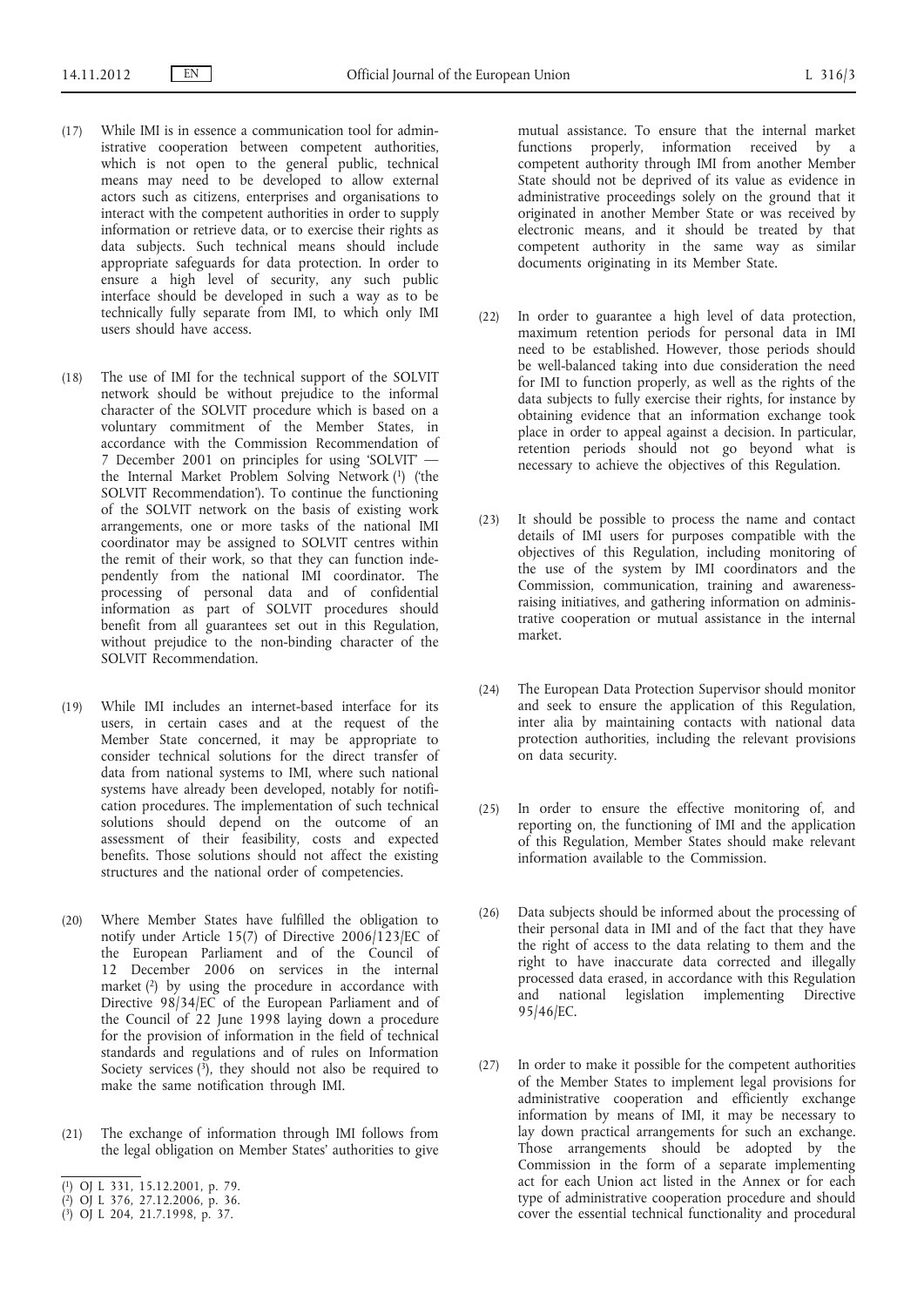(17) While IMI is in essence a communication tool for administrative cooperation between competent authorities, which is not open to the general public, technical means may need to be developed to allow external actors such as citizens, enterprises and organisations to interact with the competent authorities in order to supply information or retrieve data, or to exercise their rights as data subjects. Such technical means should include appropriate safeguards for data protection. In order to ensure a high level of security, any such public interface should be developed in such a way as to be technically fully separate from IMI, to which only IMI users should have access.

(18) The use of IMI for the technical support of the SOLVIT network should be without prejudice to the informal character of the SOLVIT procedure which is based on a voluntary commitment of the Member States, in accordance with the Commission Recommendation of 7 December 2001 on principles for using 'SOLVIT' — the Internal Market Problem Solving Network [1] ('the SOLVIT Recommendation'). To continue the functioning of the SOLVIT network on the basis of existing work arrangements, one or more tasks of the national IMI coordinator may be assigned to SOLVIT centres within the remit of their work, so that they can function independently from the national IMI coordinator. The processing of personal data and of confidential information as part of SOLVIT procedures should benefit from all guarantees set out in this Regulation, without prejudice to the non-binding character of the SOLVIT Recommendation.

(19) While IMI includes an internet-based interface for its users, in certain cases and at the request of the Member State concerned, it may be appropriate to consider technical solutions for the direct transfer of data from national systems to IMI, where such national systems have already been developed, notably for notification procedures. The implementation of such technical solutions should depend on the outcome of an assessment of their feasibility, costs and expected benefits. Those solutions should not affect the existing structures and the national order of competencies.

(20) Where Member States have fulfilled the obligation to notify under Article 15(7) of Directive 2006/123/EC of the European Parliament and of the Council of 12 December 2006 on services in the internal market [2] by using the procedure in accordance with Directive 98/34/EC of the European Parliament and of the Council of 22 June 1998 laying down a procedure for the provision of information in the field of technical standards and regulations and of rules on Information Society services [3], they should not also be required to make the same notification through IMI.

(21) The exchange of information through IMI follows from the legal obligation on Member States' authorities to give mutual assistance. To ensure that the internal market functions properly, information received by a competent authority through IMI from another Member State should not be deprived of its value as evidence in administrative proceedings solely on the ground that it originated in another Member State or was received by electronic means, and it should be treated by that competent authority in the same way as similar documents originating in its Member State.

(22) In order to guarantee a high level of data protection, maximum retention periods for personal data in IMI need to be established. However, those periods should be well-balanced taking into due consideration the need for IMI to function properly, as well as the rights of the data subjects to fully exercise their rights, for instance by obtaining evidence that an information exchange took place in order to appeal against a decision. In particular, retention periods should not go beyond what is necessary to achieve the objectives of this Regulation.

(23) It should be possible to process the name and contact details of IMI users for purposes compatible with the objectives of this Regulation, including monitoring of the use of the system by IMI coordinators and the Commission, communication, training and awareness-raising initiatives, and gathering information on administrative cooperation or mutual assistance in the internal market.

(24) The European Data Protection Supervisor should monitor and seek to ensure the application of this Regulation, inter alia by maintaining contacts with national data protection authorities, including the relevant provisions on data security.

(25) In order to ensure the effective monitoring of, and reporting on, the functioning of IMI and the application of this Regulation, Member States should make relevant information available to the Commission.

(26) Data subjects should be informed about the processing of their personal data in IMI and of the fact that they have the right of access to the data relating to them and the right to have inaccurate data corrected and illegally processed data erased, in accordance with this Regulation and national legislation implementing Directive 95/46/EC.

(27) In order to make it possible for the competent authorities of the Member States to implement legal provisions for administrative cooperation and efficiently exchange information by means of IMI, it may be necessary to lay down practical arrangements for such an exchange. Those arrangements should be adopted by the Commission in the form of a separate implementing act for each Union act listed in the Annex or for each type of administrative cooperation procedure and should cover the essential technical functionality and procedural

---

[1] OJ L 331, 15.12.2001, p. 79.

[2] OJ L 376, 27.12.2006, p. 36.

[3] OJ L 204, 21.7.1998, p. 37.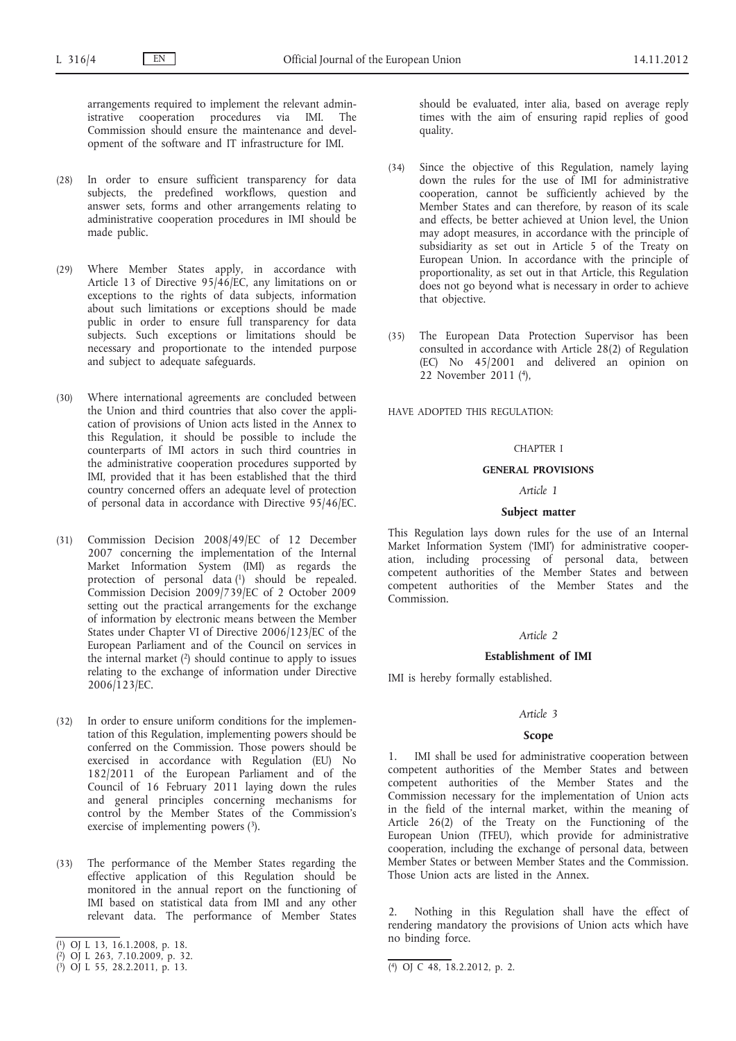arrangements required to implement the relevant administrative cooperation procedures via IMI. The Commission should ensure the maintenance and development of the software and IT infrastructure for IMI.

(28) In order to ensure sufficient transparency for data subjects, the predefined workflows, question and answer sets, forms and other arrangements relating to administrative cooperation procedures in IMI should be made public.

(29) Where Member States apply, in accordance with Article 13 of Directive 95/46/EC, any limitations on or exceptions to the rights of data subjects, information about such limitations or exceptions should be made public in order to ensure full transparency for data subjects. Such exceptions or limitations should be necessary and proportionate to the intended purpose and subject to adequate safeguards.

(30) Where international agreements are concluded between the Union and third countries that also cover the application of provisions of Union acts listed in the Annex to this Regulation, it should be possible to include the counterparts of IMI actors in such third countries in the administrative cooperation procedures supported by IMI, provided that it has been established that the third country concerned offers an adequate level of protection of personal data in accordance with Directive 95/46/EC.

(31) Commission Decision 2008/49/EC of 12 December 2007 concerning the implementation of the Internal Market Information System (IMI) as regards the protection of personal data [1] should be repealed. Commission Decision 2009/739/EC of 2 October 2009 setting out the practical arrangements for the exchange of information by electronic means between the Member States under Chapter VI of Directive 2006/123/EC of the European Parliament and of the Council on services in the internal market [2] should continue to apply to issues relating to the exchange of information under Directive 2006/123/EC.

(32) In order to ensure uniform conditions for the implementation of this Regulation, implementing powers should be conferred on the Commission. Those powers should be exercised in accordance with Regulation (EU) No 182/2011 of the European Parliament and of the Council of 16 February 2011 laying down the rules and general principles concerning mechanisms for control by the Member States of the Commission's exercise of implementing powers [3].

(33) The performance of the Member States regarding the effective application of this Regulation should be monitored in the annual report on the functioning of IMI based on statistical data from IMI and any other relevant data. The performance of Member States should be evaluated, inter alia, based on average reply times with the aim of ensuring rapid replies of good quality.

(34) Since the objective of this Regulation, namely laying down the rules for the use of IMI for administrative cooperation, cannot be sufficiently achieved by the Member States and can therefore, by reason of its scale and effects, be better achieved at Union level, the Union may adopt measures, in accordance with the principle of subsidiarity as set out in Article 5 of the Treaty on European Union. In accordance with the principle of proportionality, as set out in that Article, this Regulation does not go beyond what is necessary in order to achieve that objective.

(35) The European Data Protection Supervisor has been consulted in accordance with Article 28(2) of Regulation (EC) No 45/2001 and delivered an opinion on 22 November 2011 [4],

HAVE ADOPTED THIS REGULATION:

## CHAPTER I

## GENERAL PROVISIONS

### *Article 1*

### Subject matter

This Regulation lays down rules for the use of an Internal Market Information System ('IMI') for administrative cooperation, including processing of personal data, between competent authorities of the Member States and between competent authorities of the Member States and the Commission.

### *Article 2*

### Establishment of IMI

IMI is hereby formally established.

### *Article 3*

### Scope

1. IMI shall be used for administrative cooperation between competent authorities of the Member States and between competent authorities of the Member States and the Commission necessary for the implementation of Union acts in the field of the internal market, within the meaning of Article 26(2) of the Treaty on the Functioning of the European Union (TFEU), which provide for administrative cooperation, including the exchange of personal data, between Member States or between Member States and the Commission. Those Union acts are listed in the Annex.

2. Nothing in this Regulation shall have the effect of rendering mandatory the provisions of Union acts which have no binding force.

---

[1] OJ L 13, 16.1.2008, p. 18.
[2] OJ L 263, 7.10.2009, p. 32.
[3] OJ L 55, 28.2.2011, p. 13.
[4] OJ C 48, 18.2.2012, p. 2.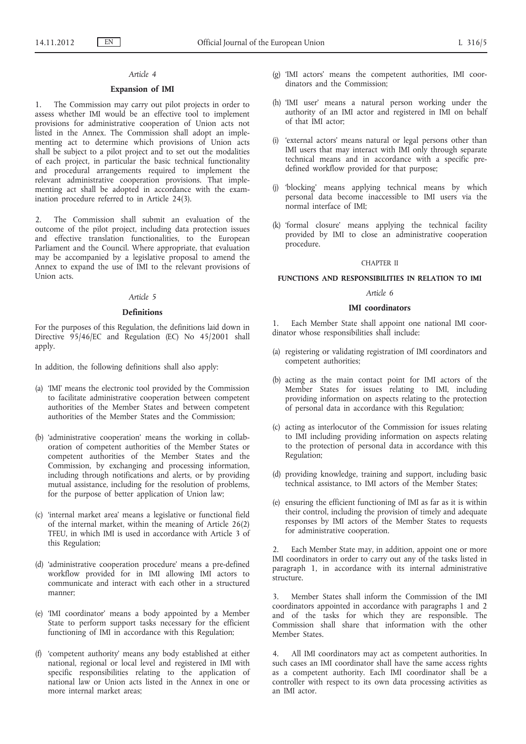*Article 4*

**Expansion of IMI**

1. The Commission may carry out pilot projects in order to assess whether IMI would be an effective tool to implement provisions for administrative cooperation of Union acts not listed in the Annex. The Commission shall adopt an implementing act to determine which provisions of Union acts shall be subject to a pilot project and to set out the modalities of each project, in particular the basic technical functionality and procedural arrangements required to implement the relevant administrative cooperation provisions. That implementing act shall be adopted in accordance with the examination procedure referred to in Article 24(3).

2. The Commission shall submit an evaluation of the outcome of the pilot project, including data protection issues and effective translation functionalities, to the European Parliament and the Council. Where appropriate, that evaluation may be accompanied by a legislative proposal to amend the Annex to expand the use of IMI to the relevant provisions of Union acts.

*Article 5*

**Definitions**

For the purposes of this Regulation, the definitions laid down in Directive 95/46/EC and Regulation (EC) No 45/2001 shall apply.

In addition, the following definitions shall also apply:

(a) 'IMI' means the electronic tool provided by the Commission to facilitate administrative cooperation between competent authorities of the Member States and between competent authorities of the Member States and the Commission;

(b) 'administrative cooperation' means the working in collaboration of competent authorities of the Member States or competent authorities of the Member States and the Commission, by exchanging and processing information, including through notifications and alerts, or by providing mutual assistance, including for the resolution of problems, for the purpose of better application of Union law;

(c) 'internal market area' means a legislative or functional field of the internal market, within the meaning of Article 26(2) TFEU, in which IMI is used in accordance with Article 3 of this Regulation;

(d) 'administrative cooperation procedure' means a pre-defined workflow provided for in IMI allowing IMI actors to communicate and interact with each other in a structured manner;

(e) 'IMI coordinator' means a body appointed by a Member State to perform support tasks necessary for the efficient functioning of IMI in accordance with this Regulation;

(f) 'competent authority' means any body established at either national, regional or local level and registered in IMI with specific responsibilities relating to the application of national law or Union acts listed in the Annex in one or more internal market areas;

(g) 'IMI actors' means the competent authorities, IMI coordinators and the Commission;

(h) 'IMI user' means a natural person working under the authority of an IMI actor and registered in IMI on behalf of that IMI actor;

(i) 'external actors' means natural or legal persons other than IMI users that may interact with IMI only through separate technical means and in accordance with a specific predefined workflow provided for that purpose;

(j) 'blocking' means applying technical means by which personal data become inaccessible to IMI users via the normal interface of IMI;

(k) 'formal closure' means applying the technical facility provided by IMI to close an administrative cooperation procedure.

CHAPTER II

**FUNCTIONS AND RESPONSIBILITIES IN RELATION TO IMI**

*Article 6*

**IMI coordinators**

1. Each Member State shall appoint one national IMI coordinator whose responsibilities shall include:

(a) registering or validating registration of IMI coordinators and competent authorities;

(b) acting as the main contact point for IMI actors of the Member States for issues relating to IMI, including providing information on aspects relating to the protection of personal data in accordance with this Regulation;

(c) acting as interlocutor of the Commission for issues relating to IMI including providing information on aspects relating to the protection of personal data in accordance with this Regulation;

(d) providing knowledge, training and support, including basic technical assistance, to IMI actors of the Member States;

(e) ensuring the efficient functioning of IMI as far as it is within their control, including the provision of timely and adequate responses by IMI actors of the Member States to requests for administrative cooperation.

2. Each Member State may, in addition, appoint one or more IMI coordinators in order to carry out any of the tasks listed in paragraph 1, in accordance with its internal administrative structure.

3. Member States shall inform the Commission of the IMI coordinators appointed in accordance with paragraphs 1 and 2 and of the tasks for which they are responsible. The Commission shall share that information with the other Member States.

4. All IMI coordinators may act as competent authorities. In such cases an IMI coordinator shall have the same access rights as a competent authority. Each IMI coordinator shall be a controller with respect to its own data processing activities as an IMI actor.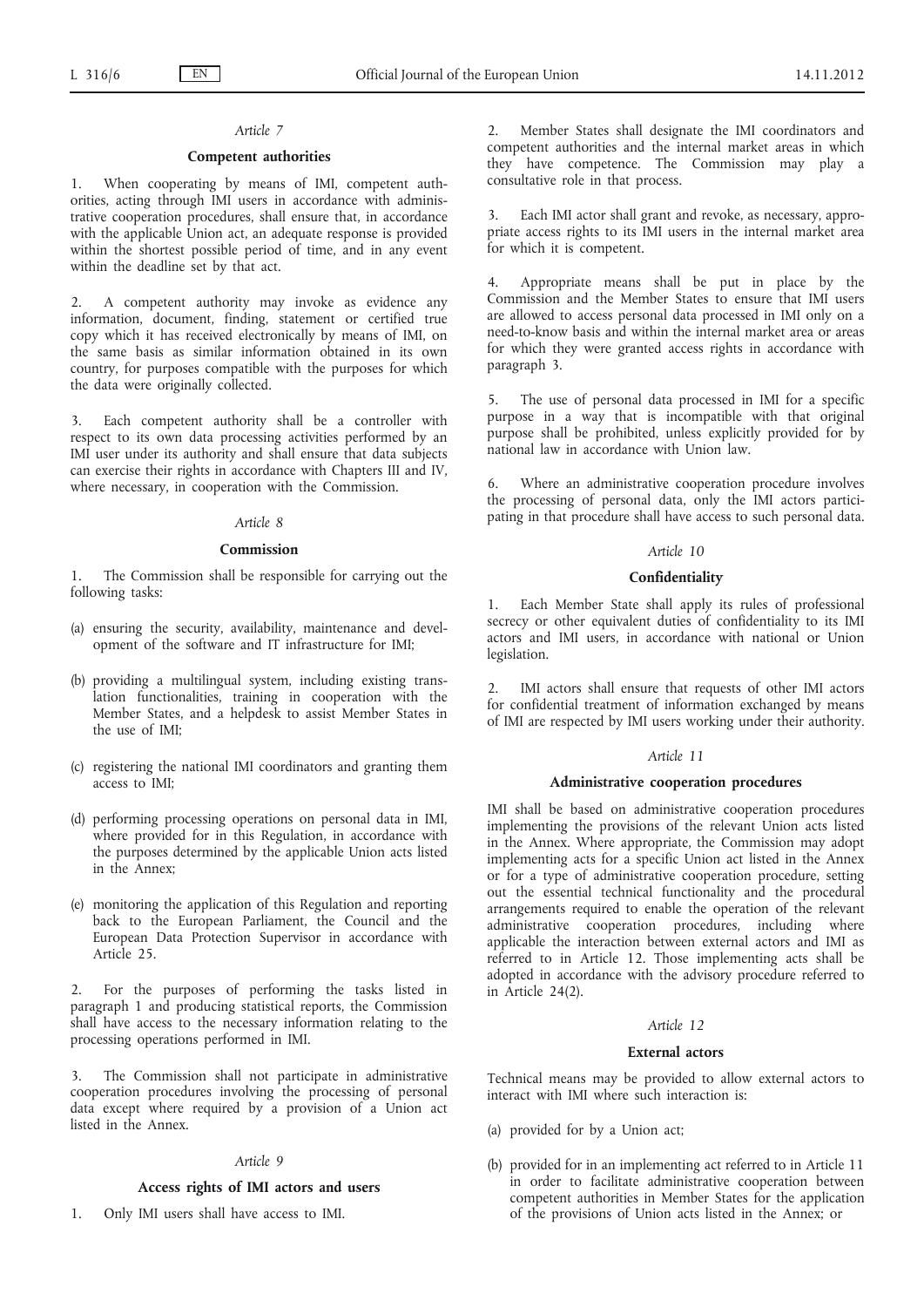*Article 7*

**Competent authorities**

1. When cooperating by means of IMI, competent authorities, acting through IMI users in accordance with administrative cooperation procedures, shall ensure that, in accordance with the applicable Union act, an adequate response is provided within the shortest possible period of time, and in any event within the deadline set by that act.

2. A competent authority may invoke as evidence any information, document, finding, statement or certified true copy which it has received electronically by means of IMI, on the same basis as similar information obtained in its own country, for purposes compatible with the purposes for which the data were originally collected.

3. Each competent authority shall be a controller with respect to its own data processing activities performed by an IMI user under its authority and shall ensure that data subjects can exercise their rights in accordance with Chapters III and IV, where necessary, in cooperation with the Commission.

*Article 8*

**Commission**

1. The Commission shall be responsible for carrying out the following tasks:

(a) ensuring the security, availability, maintenance and development of the software and IT infrastructure for IMI;

(b) providing a multilingual system, including existing translation functionalities, training in cooperation with the Member States, and a helpdesk to assist Member States in the use of IMI;

(c) registering the national IMI coordinators and granting them access to IMI;

(d) performing processing operations on personal data in IMI, where provided for in this Regulation, in accordance with the purposes determined by the applicable Union acts listed in the Annex;

(e) monitoring the application of this Regulation and reporting back to the European Parliament, the Council and the European Data Protection Supervisor in accordance with Article 25.

2. For the purposes of performing the tasks listed in paragraph 1 and producing statistical reports, the Commission shall have access to the necessary information relating to the processing operations performed in IMI.

3. The Commission shall not participate in administrative cooperation procedures involving the processing of personal data except where required by a provision of a Union act listed in the Annex.

*Article 9*

**Access rights of IMI actors and users**

1. Only IMI users shall have access to IMI.

2. Member States shall designate the IMI coordinators and competent authorities and the internal market areas in which they have competence. The Commission may play a consultative role in that process.

3. Each IMI actor shall grant and revoke, as necessary, appropriate access rights to its IMI users in the internal market area for which it is competent.

4. Appropriate means shall be put in place by the Commission and the Member States to ensure that IMI users are allowed to access personal data processed in IMI only on a need-to-know basis and within the internal market area or areas for which they were granted access rights in accordance with paragraph 3.

5. The use of personal data processed in IMI for a specific purpose in a way that is incompatible with that original purpose shall be prohibited, unless explicitly provided for by national law in accordance with Union law.

6. Where an administrative cooperation procedure involves the processing of personal data, only the IMI actors participating in that procedure shall have access to such personal data.

*Article 10*

**Confidentiality**

1. Each Member State shall apply its rules of professional secrecy or other equivalent duties of confidentiality to its IMI actors and IMI users, in accordance with national or Union legislation.

2. IMI actors shall ensure that requests of other IMI actors for confidential treatment of information exchanged by means of IMI are respected by IMI users working under their authority.

*Article 11*

**Administrative cooperation procedures**

IMI shall be based on administrative cooperation procedures implementing the provisions of the relevant Union acts listed in the Annex. Where appropriate, the Commission may adopt implementing acts for a specific Union act listed in the Annex or for a type of administrative cooperation procedure, setting out the essential technical functionality and the procedural arrangements required to enable the operation of the relevant administrative cooperation procedures, including where applicable the interaction between external actors and IMI as referred to in Article 12. Those implementing acts shall be adopted in accordance with the advisory procedure referred to in Article 24(2).

*Article 12*

**External actors**

Technical means may be provided to allow external actors to interact with IMI where such interaction is:

(a) provided for by a Union act;

(b) provided for in an implementing act referred to in Article 11 in order to facilitate administrative cooperation between competent authorities in Member States for the application of the provisions of Union acts listed in the Annex; or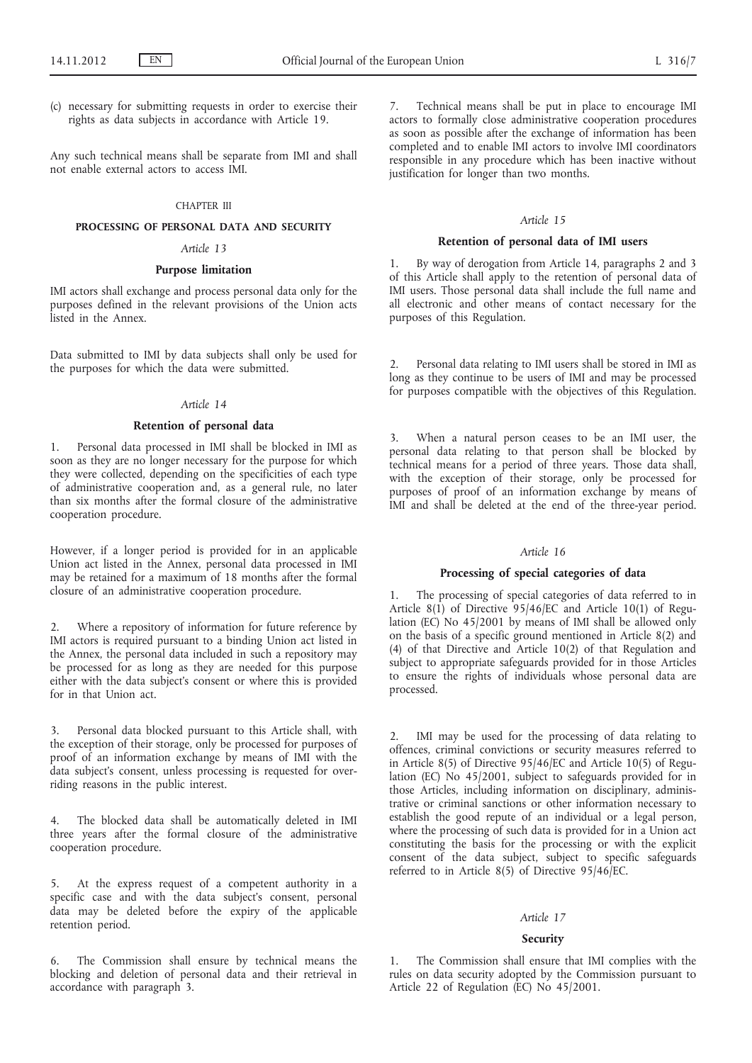(c) necessary for submitting requests in order to exercise their rights as data subjects in accordance with Article 19.

Any such technical means shall be separate from IMI and shall not enable external actors to access IMI.

CHAPTER III

## PROCESSING OF PERSONAL DATA AND SECURITY

*Article 13*

### Purpose limitation

IMI actors shall exchange and process personal data only for the purposes defined in the relevant provisions of the Union acts listed in the Annex.

Data submitted to IMI by data subjects shall only be used for the purposes for which the data were submitted.

*Article 14*

### Retention of personal data

1. Personal data processed in IMI shall be blocked in IMI as soon as they are no longer necessary for the purpose for which they were collected, depending on the specificities of each type of administrative cooperation and, as a general rule, no later than six months after the formal closure of the administrative cooperation procedure.

However, if a longer period is provided for in an applicable Union act listed in the Annex, personal data processed in IMI may be retained for a maximum of 18 months after the formal closure of an administrative cooperation procedure.

2. Where a repository of information for future reference by IMI actors is required pursuant to a binding Union act listed in the Annex, the personal data included in such a repository may be processed for as long as they are needed for this purpose either with the data subject's consent or where this is provided for in that Union act.

3. Personal data blocked pursuant to this Article shall, with the exception of their storage, only be processed for purposes of proof of an information exchange by means of IMI with the data subject's consent, unless processing is requested for overriding reasons in the public interest.

4. The blocked data shall be automatically deleted in IMI three years after the formal closure of the administrative cooperation procedure.

5. At the express request of a competent authority in a specific case and with the data subject's consent, personal data may be deleted before the expiry of the applicable retention period.

6. The Commission shall ensure by technical means the blocking and deletion of personal data and their retrieval in accordance with paragraph 3.

7. Technical means shall be put in place to encourage IMI actors to formally close administrative cooperation procedures as soon as possible after the exchange of information has been completed and to enable IMI actors to involve IMI coordinators responsible in any procedure which has been inactive without justification for longer than two months.

*Article 15*

### Retention of personal data of IMI users

1. By way of derogation from Article 14, paragraphs 2 and 3 of this Article shall apply to the retention of personal data of IMI users. Those personal data shall include the full name and all electronic and other means of contact necessary for the purposes of this Regulation.

2. Personal data relating to IMI users shall be stored in IMI as long as they continue to be users of IMI and may be processed for purposes compatible with the objectives of this Regulation.

3. When a natural person ceases to be an IMI user, the personal data relating to that person shall be blocked by technical means for a period of three years. Those data shall, with the exception of their storage, only be processed for purposes of proof of an information exchange by means of IMI and shall be deleted at the end of the three-year period.

*Article 16*

### Processing of special categories of data

1. The processing of special categories of data referred to in Article 8(1) of Directive 95/46/EC and Article 10(1) of Regulation (EC) No 45/2001 by means of IMI shall be allowed only on the basis of a specific ground mentioned in Article 8(2) and (4) of that Directive and Article 10(2) of that Regulation and subject to appropriate safeguards provided for in those Articles to ensure the rights of individuals whose personal data are processed.

2. IMI may be used for the processing of data relating to offences, criminal convictions or security measures referred to in Article 8(5) of Directive 95/46/EC and Article 10(5) of Regulation (EC) No 45/2001, subject to safeguards provided for in those Articles, including information on disciplinary, administrative or criminal sanctions or other information necessary to establish the good repute of an individual or a legal person, where the processing of such data is provided for in a Union act constituting the basis for the processing or with the explicit consent of the data subject, subject to specific safeguards referred to in Article 8(5) of Directive 95/46/EC.

*Article 17*

### Security

1. The Commission shall ensure that IMI complies with the rules on data security adopted by the Commission pursuant to Article 22 of Regulation (EC) No 45/2001.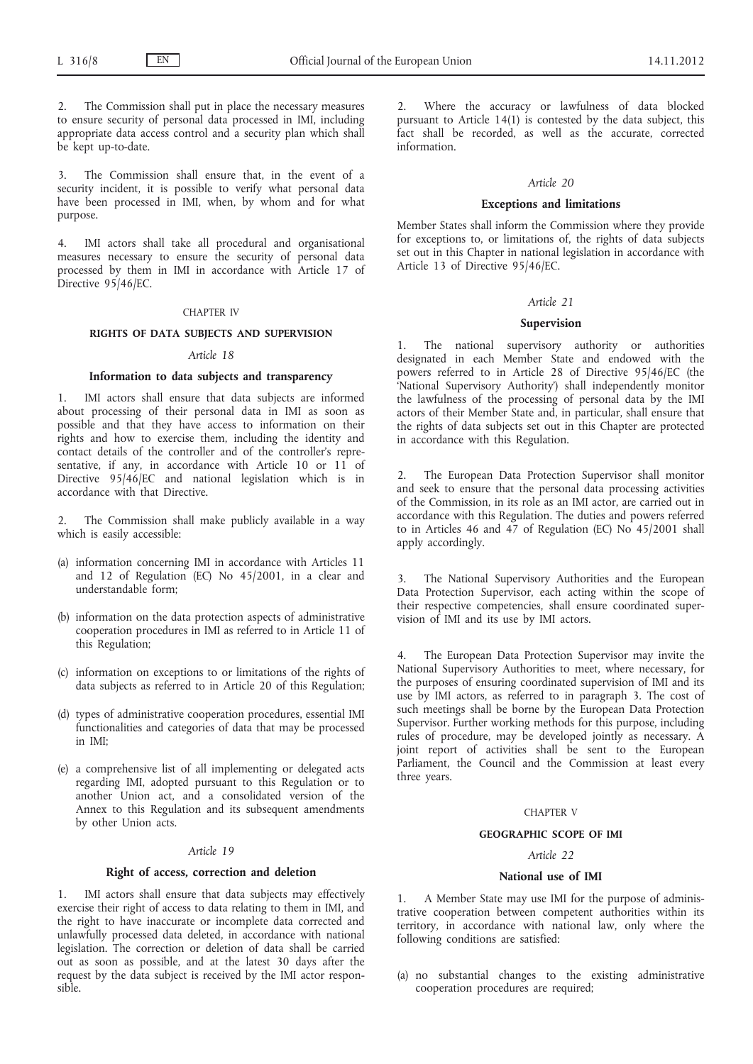2. The Commission shall put in place the necessary measures to ensure security of personal data processed in IMI, including appropriate data access control and a security plan which shall be kept up-to-date.

3. The Commission shall ensure that, in the event of a security incident, it is possible to verify what personal data have been processed in IMI, when, by whom and for what purpose.

4. IMI actors shall take all procedural and organisational measures necessary to ensure the security of personal data processed by them in IMI in accordance with Article 17 of Directive 95/46/EC.

## CHAPTER IV

## RIGHTS OF DATA SUBJECTS AND SUPERVISION

### *Article 18*

### Information to data subjects and transparency

1. IMI actors shall ensure that data subjects are informed about processing of their personal data in IMI as soon as possible and that they have access to information on their rights and how to exercise them, including the identity and contact details of the controller and of the controller's representative, if any, in accordance with Article 10 or 11 of Directive 95/46/EC and national legislation which is in accordance with that Directive.

2. The Commission shall make publicly available in a way which is easily accessible:

(a) information concerning IMI in accordance with Articles 11 and 12 of Regulation (EC) No 45/2001, in a clear and understandable form;

(b) information on the data protection aspects of administrative cooperation procedures in IMI as referred to in Article 11 of this Regulation;

(c) information on exceptions to or limitations of the rights of data subjects as referred to in Article 20 of this Regulation;

(d) types of administrative cooperation procedures, essential IMI functionalities and categories of data that may be processed in IMI;

(e) a comprehensive list of all implementing or delegated acts regarding IMI, adopted pursuant to this Regulation or to another Union act, and a consolidated version of the Annex to this Regulation and its subsequent amendments by other Union acts.

### *Article 19*

### Right of access, correction and deletion

1. IMI actors shall ensure that data subjects may effectively exercise their right of access to data relating to them in IMI, and the right to have inaccurate or incomplete data corrected and unlawfully processed data deleted, in accordance with national legislation. The correction or deletion of data shall be carried out as soon as possible, and at the latest 30 days after the request by the data subject is received by the IMI actor responsible.

2. Where the accuracy or lawfulness of data blocked pursuant to Article 14(1) is contested by the data subject, this fact shall be recorded, as well as the accurate, corrected information.

### *Article 20*

### Exceptions and limitations

Member States shall inform the Commission where they provide for exceptions to, or limitations of, the rights of data subjects set out in this Chapter in national legislation in accordance with Article 13 of Directive 95/46/EC.

### *Article 21*

### Supervision

1. The national supervisory authority or authorities designated in each Member State and endowed with the powers referred to in Article 28 of Directive 95/46/EC (the 'National Supervisory Authority') shall independently monitor the lawfulness of the processing of personal data by the IMI actors of their Member State and, in particular, shall ensure that the rights of data subjects set out in this Chapter are protected in accordance with this Regulation.

2. The European Data Protection Supervisor shall monitor and seek to ensure that the personal data processing activities of the Commission, in its role as an IMI actor, are carried out in accordance with this Regulation. The duties and powers referred to in Articles 46 and 47 of Regulation (EC) No 45/2001 shall apply accordingly.

3. The National Supervisory Authorities and the European Data Protection Supervisor, each acting within the scope of their respective competencies, shall ensure coordinated supervision of IMI and its use by IMI actors.

4. The European Data Protection Supervisor may invite the National Supervisory Authorities to meet, where necessary, for the purposes of ensuring coordinated supervision of IMI and its use by IMI actors, as referred to in paragraph 3. The cost of such meetings shall be borne by the European Data Protection Supervisor. Further working methods for this purpose, including rules of procedure, may be developed jointly as necessary. A joint report of activities shall be sent to the European Parliament, the Council and the Commission at least every three years.

## CHAPTER V

## GEOGRAPHIC SCOPE OF IMI

### *Article 22*

### National use of IMI

1. A Member State may use IMI for the purpose of administrative cooperation between competent authorities within its territory, in accordance with national law, only where the following conditions are satisfied:

(a) no substantial changes to the existing administrative cooperation procedures are required;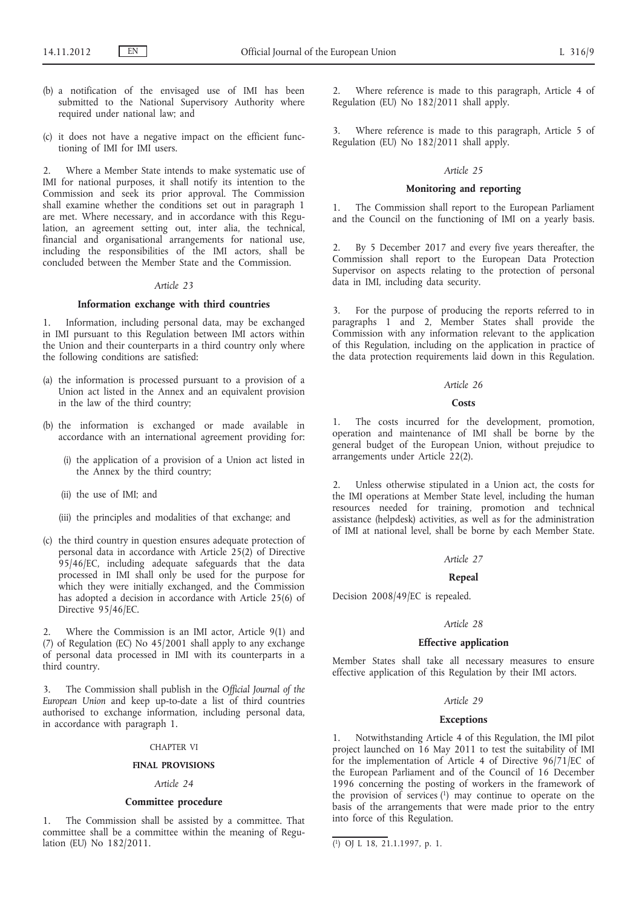(b) a notification of the envisaged use of IMI has been submitted to the National Supervisory Authority where required under national law; and

(c) it does not have a negative impact on the efficient functioning of IMI for IMI users.

2. Where a Member State intends to make systematic use of IMI for national purposes, it shall notify its intention to the Commission and seek its prior approval. The Commission shall examine whether the conditions set out in paragraph 1 are met. Where necessary, and in accordance with this Regulation, an agreement setting out, inter alia, the technical, financial and organisational arrangements for national use, including the responsibilities of the IMI actors, shall be concluded between the Member State and the Commission.

*Article 23*

**Information exchange with third countries**

1. Information, including personal data, may be exchanged in IMI pursuant to this Regulation between IMI actors within the Union and their counterparts in a third country only where the following conditions are satisfied:

(a) the information is processed pursuant to a provision of a Union act listed in the Annex and an equivalent provision in the law of the third country;

(b) the information is exchanged or made available in accordance with an international agreement providing for:

(i) the application of a provision of a Union act listed in the Annex by the third country;

(ii) the use of IMI; and

(iii) the principles and modalities of that exchange; and

(c) the third country in question ensures adequate protection of personal data in accordance with Article 25(2) of Directive 95/46/EC, including adequate safeguards that the data processed in IMI shall only be used for the purpose for which they were initially exchanged, and the Commission has adopted a decision in accordance with Article 25(6) of Directive 95/46/EC.

2. Where the Commission is an IMI actor, Article 9(1) and (7) of Regulation (EC) No 45/2001 shall apply to any exchange of personal data processed in IMI with its counterparts in a third country.

3. The Commission shall publish in the *Official Journal of the European Union* and keep up-to-date a list of third countries authorised to exchange information, including personal data, in accordance with paragraph 1.

CHAPTER VI

**FINAL PROVISIONS**

*Article 24*

**Committee procedure**

1. The Commission shall be assisted by a committee. That committee shall be a committee within the meaning of Regulation (EU) No 182/2011.

2. Where reference is made to this paragraph, Article 4 of Regulation (EU) No 182/2011 shall apply.

3. Where reference is made to this paragraph, Article 5 of Regulation (EU) No 182/2011 shall apply.

*Article 25*

**Monitoring and reporting**

1. The Commission shall report to the European Parliament and the Council on the functioning of IMI on a yearly basis.

2. By 5 December 2017 and every five years thereafter, the Commission shall report to the European Data Protection Supervisor on aspects relating to the protection of personal data in IMI, including data security.

3. For the purpose of producing the reports referred to in paragraphs 1 and 2, Member States shall provide the Commission with any information relevant to the application of this Regulation, including on the application in practice of the data protection requirements laid down in this Regulation.

*Article 26*

**Costs**

1. The costs incurred for the development, promotion, operation and maintenance of IMI shall be borne by the general budget of the European Union, without prejudice to arrangements under Article 22(2).

2. Unless otherwise stipulated in a Union act, the costs for the IMI operations at Member State level, including the human resources needed for training, promotion and technical assistance (helpdesk) activities, as well as for the administration of IMI at national level, shall be borne by each Member State.

*Article 27*

**Repeal**

Decision 2008/49/EC is repealed.

*Article 28*

**Effective application**

Member States shall take all necessary measures to ensure effective application of this Regulation by their IMI actors.

*Article 29*

**Exceptions**

1. Notwithstanding Article 4 of this Regulation, the IMI pilot project launched on 16 May 2011 to test the suitability of IMI for the implementation of Article 4 of Directive 96/71/EC of the European Parliament and of the Council of 16 December 1996 concerning the posting of workers in the framework of the provision of services [1] may continue to operate on the basis of the arrangements that were made prior to the entry into force of this Regulation.

[1] OJ L 18, 21.1.1997, p. 1.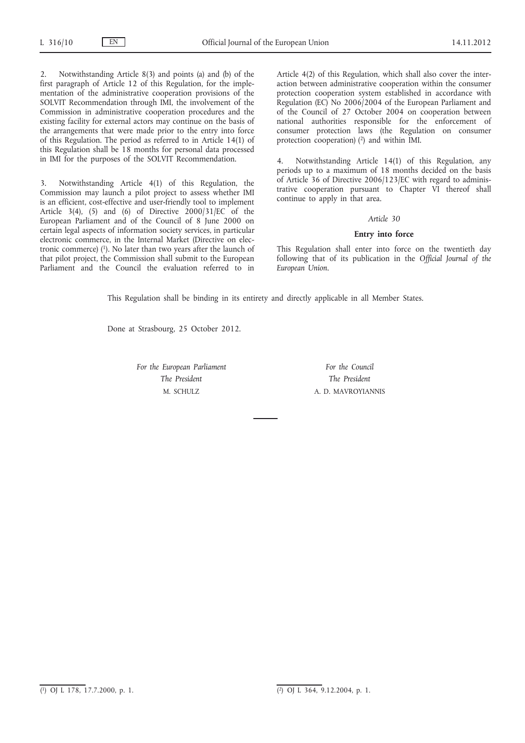2. Notwithstanding Article 8(3) and points (a) and (b) of the first paragraph of Article 12 of this Regulation, for the implementation of the administrative cooperation provisions of the SOLVIT Recommendation through IMI, the involvement of the Commission in administrative cooperation procedures and the existing facility for external actors may continue on the basis of the arrangements that were made prior to the entry into force of this Regulation. The period as referred to in Article 14(1) of this Regulation shall be 18 months for personal data processed in IMI for the purposes of the SOLVIT Recommendation.

3. Notwithstanding Article 4(1) of this Regulation, the Commission may launch a pilot project to assess whether IMI is an efficient, cost-effective and user-friendly tool to implement Article 3(4), (5) and (6) of Directive 2000/31/EC of the European Parliament and of the Council of 8 June 2000 on certain legal aspects of information society services, in particular electronic commerce, in the Internal Market (Directive on electronic commerce) [1]. No later than two years after the launch of that pilot project, the Commission shall submit to the European Parliament and the Council the evaluation referred to in Article 4(2) of this Regulation, which shall also cover the interaction between administrative cooperation within the consumer protection cooperation system established in accordance with Regulation (EC) No 2006/2004 of the European Parliament and of the Council of 27 October 2004 on cooperation between national authorities responsible for the enforcement of consumer protection laws (the Regulation on consumer protection cooperation) [2] and within IMI.

4. Notwithstanding Article 14(1) of this Regulation, any periods up to a maximum of 18 months decided on the basis of Article 36 of Directive 2006/123/EC with regard to administrative cooperation pursuant to Chapter VI thereof shall continue to apply in that area.

*Article 30*

**Entry into force**

This Regulation shall enter into force on the twentieth day following that of its publication in the *Official Journal of the European Union*.

This Regulation shall be binding in its entirety and directly applicable in all Member States.

Done at Strasbourg, 25 October 2012.

*For the European Parliament*
*The President*
M. SCHULZ

*For the Council*
*The President*
A. D. MAVROYIANNIS

---

[1] OJ L 178, 17.7.2000, p. 1.

[2] OJ L 364, 9.12.2004, p. 1.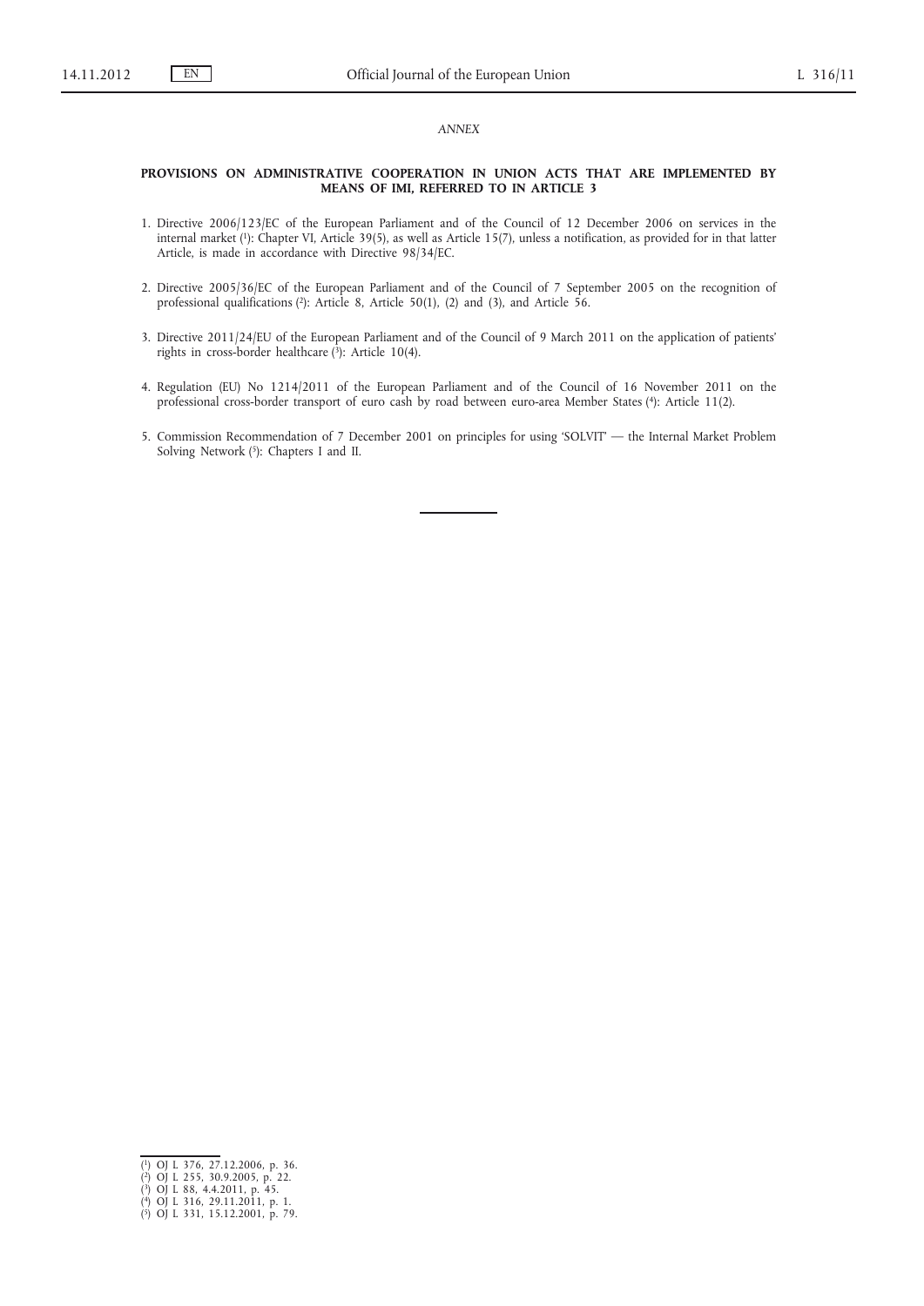*ANNEX*

## PROVISIONS ON ADMINISTRATIVE COOPERATION IN UNION ACTS THAT ARE IMPLEMENTED BY MEANS OF IMI, REFERRED TO IN ARTICLE 3

1. Directive 2006/123/EC of the European Parliament and of the Council of 12 December 2006 on services in the internal market [1]: Chapter VI, Article 39(5), as well as Article 15(7), unless a notification, as provided for in that latter Article, is made in accordance with Directive 98/34/EC.

2. Directive 2005/36/EC of the European Parliament and of the Council of 7 September 2005 on the recognition of professional qualifications [2]: Article 8, Article 50(1), (2) and (3), and Article 56.

3. Directive 2011/24/EU of the European Parliament and of the Council of 9 March 2011 on the application of patients' rights in cross-border healthcare [3]: Article 10(4).

4. Regulation (EU) No 1214/2011 of the European Parliament and of the Council of 16 November 2011 on the professional cross-border transport of euro cash by road between euro-area Member States [4]: Article 11(2).

5. Commission Recommendation of 7 December 2001 on principles for using 'SOLVIT' — the Internal Market Problem Solving Network [5]: Chapters I and II.

---

[1] OJ L 376, 27.12.2006, p. 36.
[2] OJ L 255, 30.9.2005, p. 22.
[3] OJ L 88, 4.4.2011, p. 45.
[4] OJ L 316, 29.11.2011, p. 1.
[5] OJ L 331, 15.12.2001, p. 79.